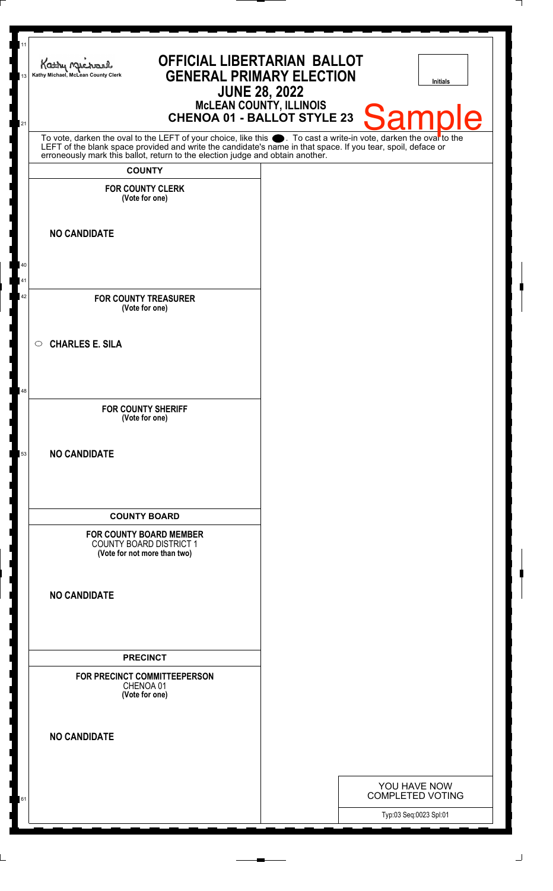Kathy Michael, McLean County Clerk

# OFFICIAL LIBERTARIAN BALLOT
## GENERAL PRIMARY ELECTION
## JUNE 28, 2022
### McLEAN COUNTY, ILLINOIS
### CHENOA 01 - BALLOT STYLE 23

Initials

Sample

To vote, darken the oval to the LEFT of your choice, like this ●. To cast a write-in vote, darken the oval to the LEFT of the blank space provided and write the candidate's name in that space. If you tear, spoil, deface or erroneously mark this ballot, return to the election judge and obtain another.

**COUNTY**

**FOR COUNTY CLERK**
**(Vote for one)**

**NO CANDIDATE**

**FOR COUNTY TREASURER**
**(Vote for one)**

○ **CHARLES E. SILA**

**FOR COUNTY SHERIFF**
**(Vote for one)**

**NO CANDIDATE**

**COUNTY BOARD**

**FOR COUNTY BOARD MEMBER**
COUNTY BOARD DISTRICT 1
**(Vote for not more than two)**

**NO CANDIDATE**

**PRECINCT**

**FOR PRECINCT COMMITTEEPERSON**
CHENOA 01
**(Vote for one)**

**NO CANDIDATE**

YOU HAVE NOW COMPLETED VOTING

Typ:03 Seq:0023 Spl:01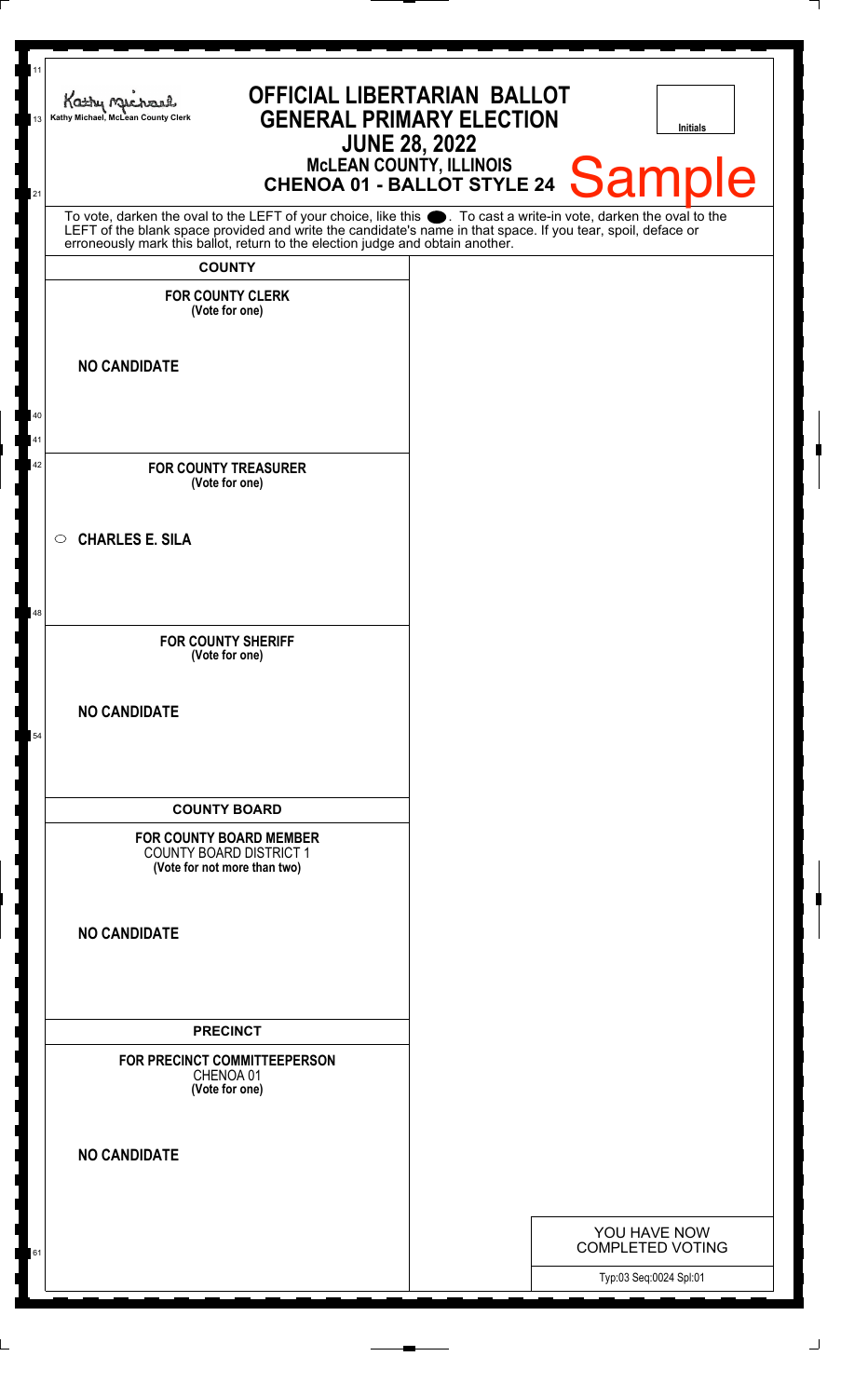Kathy Michael, McLean County Clerk

# OFFICIAL LIBERTARIAN BALLOT
## GENERAL PRIMARY ELECTION
## JUNE 28, 2022
### McLEAN COUNTY, ILLINOIS
### CHENOA 01 - BALLOT STYLE 24

Initials

Sample

To vote, darken the oval to the LEFT of your choice, like this ⬬. To cast a write-in vote, darken the oval to the LEFT of the blank space provided and write the candidate's name in that space. If you tear, spoil, deface or erroneously mark this ballot, return to the election judge and obtain another.

## COUNTY

**FOR COUNTY CLERK**
**(Vote for one)**

**NO CANDIDATE**

**FOR COUNTY TREASURER**
**(Vote for one)**

○ **CHARLES E. SILA**

**FOR COUNTY SHERIFF**
**(Vote for one)**

**NO CANDIDATE**

## COUNTY BOARD

**FOR COUNTY BOARD MEMBER**
COUNTY BOARD DISTRICT 1
**(Vote for not more than two)**

**NO CANDIDATE**

## PRECINCT

**FOR PRECINCT COMMITTEEPERSON**
CHENOA 01
**(Vote for one)**

**NO CANDIDATE**

YOU HAVE NOW COMPLETED VOTING

Typ:03 Seq:0024 Spl:01